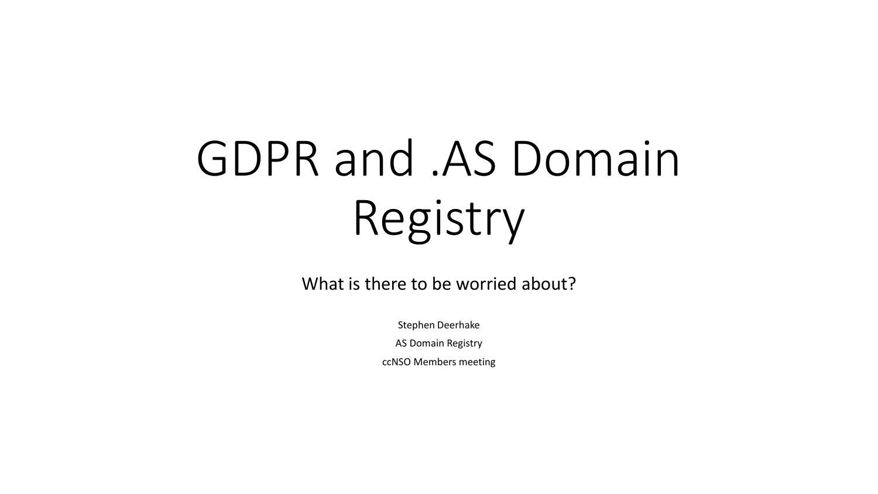# GDPR and .AS Domain Registry

What is there to be worried about?

Stephen Deerhake

AS Domain Registry

ccNSO Members meeting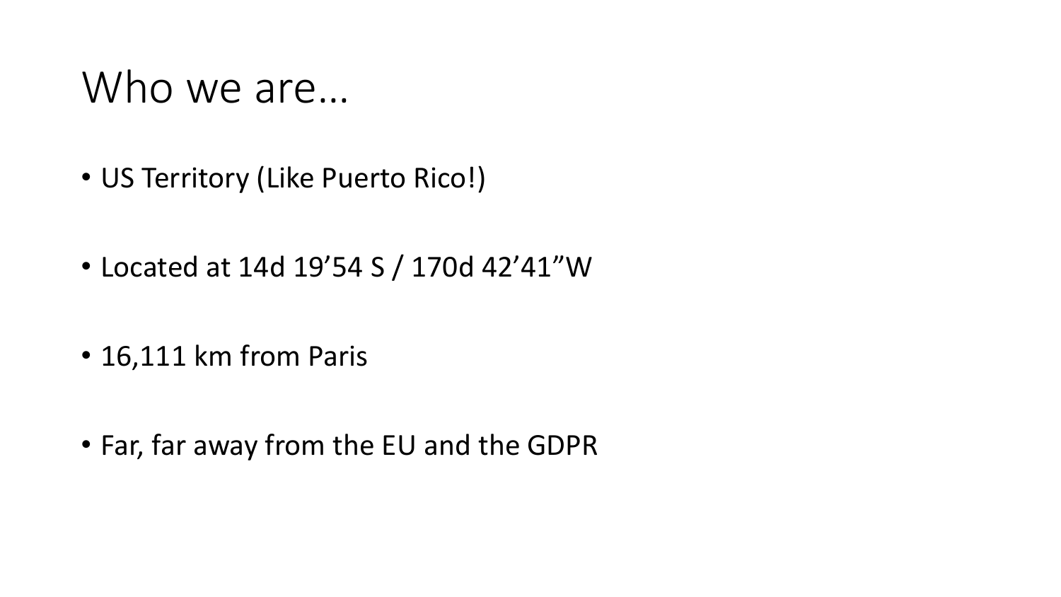# Who we are…

- US Territory (Like Puerto Rico!)
- Located at 14d 19’54 S / 170d 42’41”W
- 16,111 km from Paris
- Far, far away from the EU and the GDPR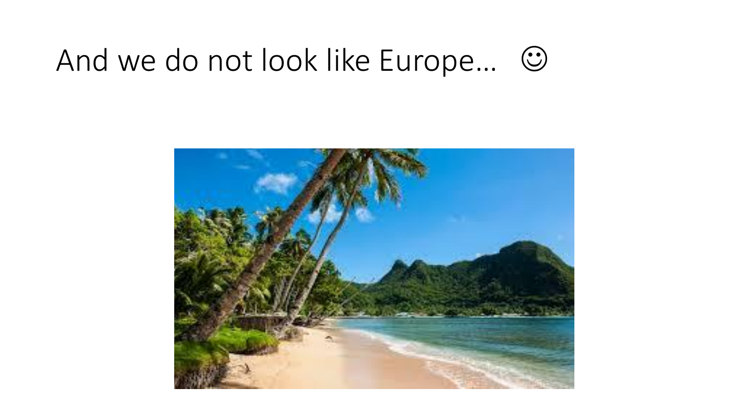# And we do not look like Europe… ☺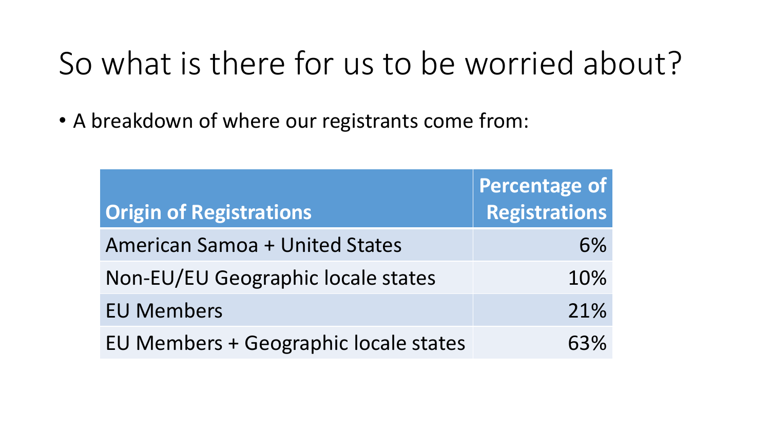# So what is there for us to be worried about?

- A breakdown of where our registrants come from:

| Origin of Registrations | Percentage of Registrations |
| --- | ---: |
| American Samoa + United States | 6% |
| Non-EU/EU Geographic locale states | 10% |
| EU Members | 21% |
| EU Members + Geographic locale states | 63% |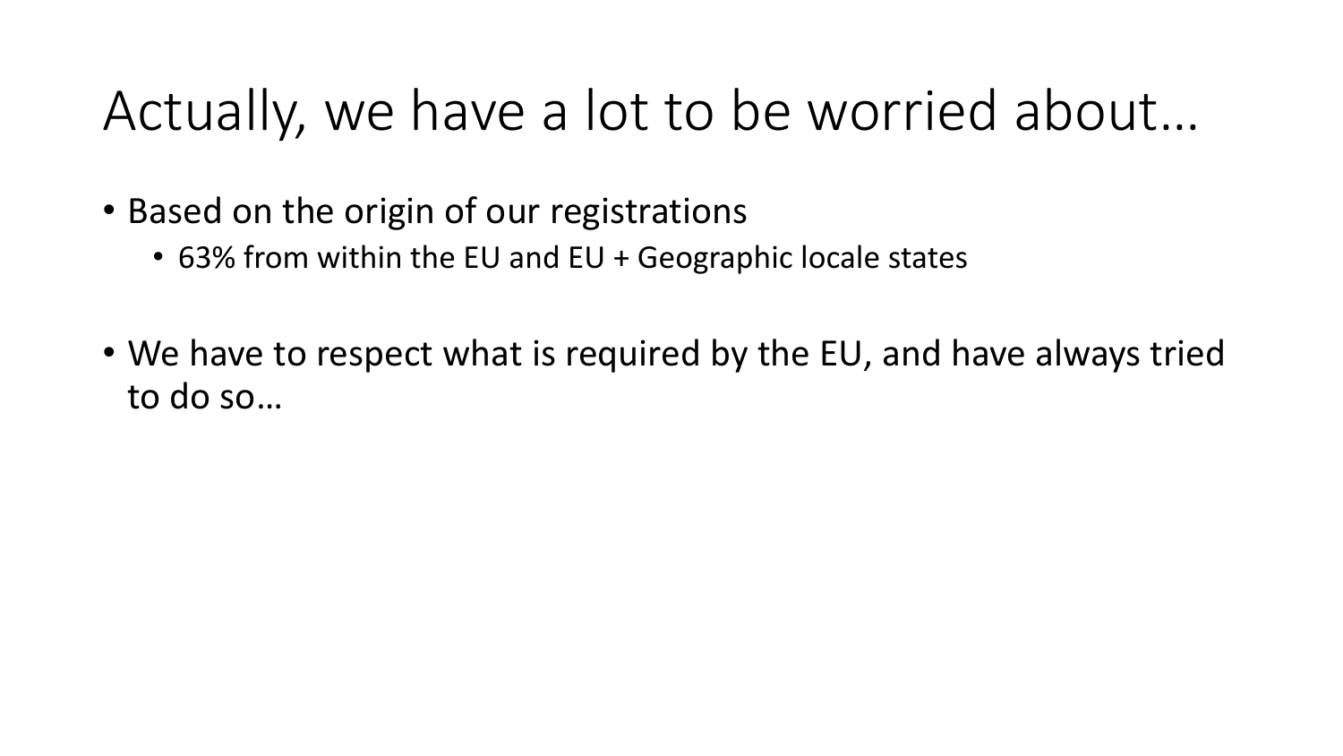# Actually, we have a lot to be worried about…

- Based on the origin of our registrations
  - 63% from within the EU and EU + Geographic locale states

- We have to respect what is required by the EU, and have always tried to do so…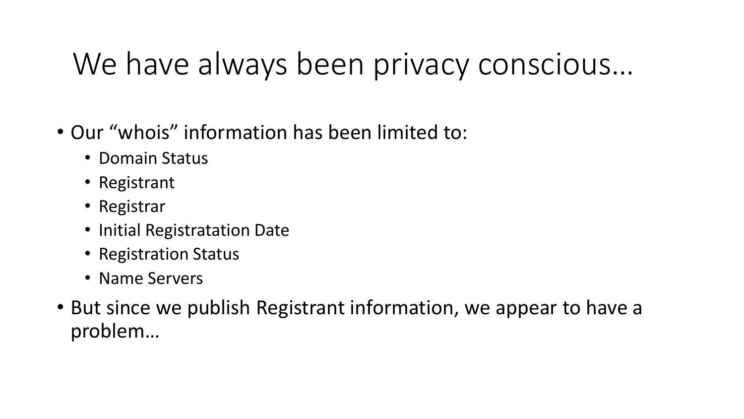# We have always been privacy conscious…

- Our "whois" information has been limited to:
  - Domain Status
  - Registrant
  - Registrar
  - Initial Registratation Date
  - Registration Status
  - Name Servers
- But since we publish Registrant information, we appear to have a problem…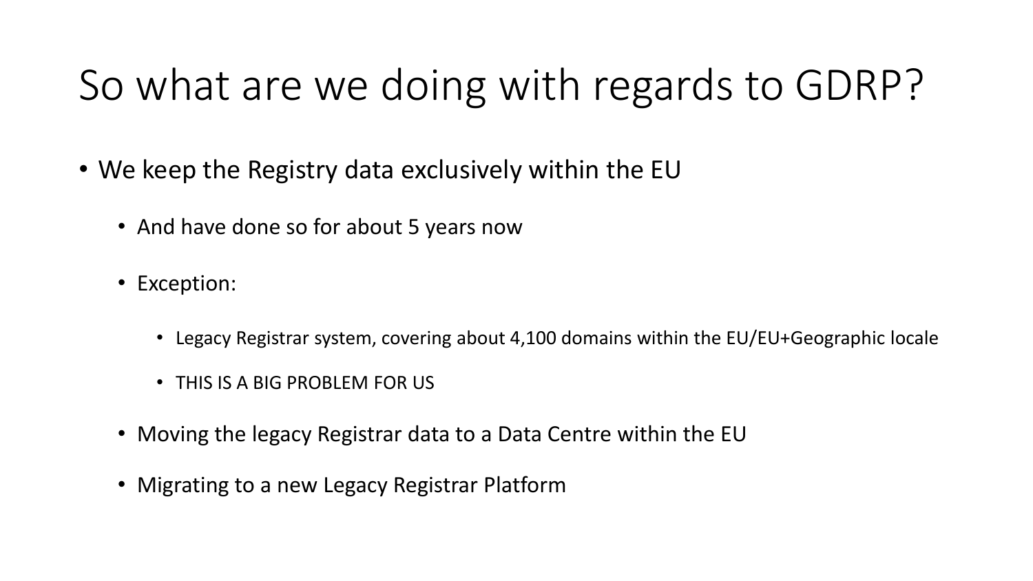# So what are we doing with regards to GDRP?

- We keep the Registry data exclusively within the EU
    - And have done so for about 5 years now
    - Exception:
        - Legacy Registrar system, covering about 4,100 domains within the EU/EU+Geographic locale
        - THIS IS A BIG PROBLEM FOR US
    - Moving the legacy Registrar data to a Data Centre within the EU
    - Migrating to a new Legacy Registrar Platform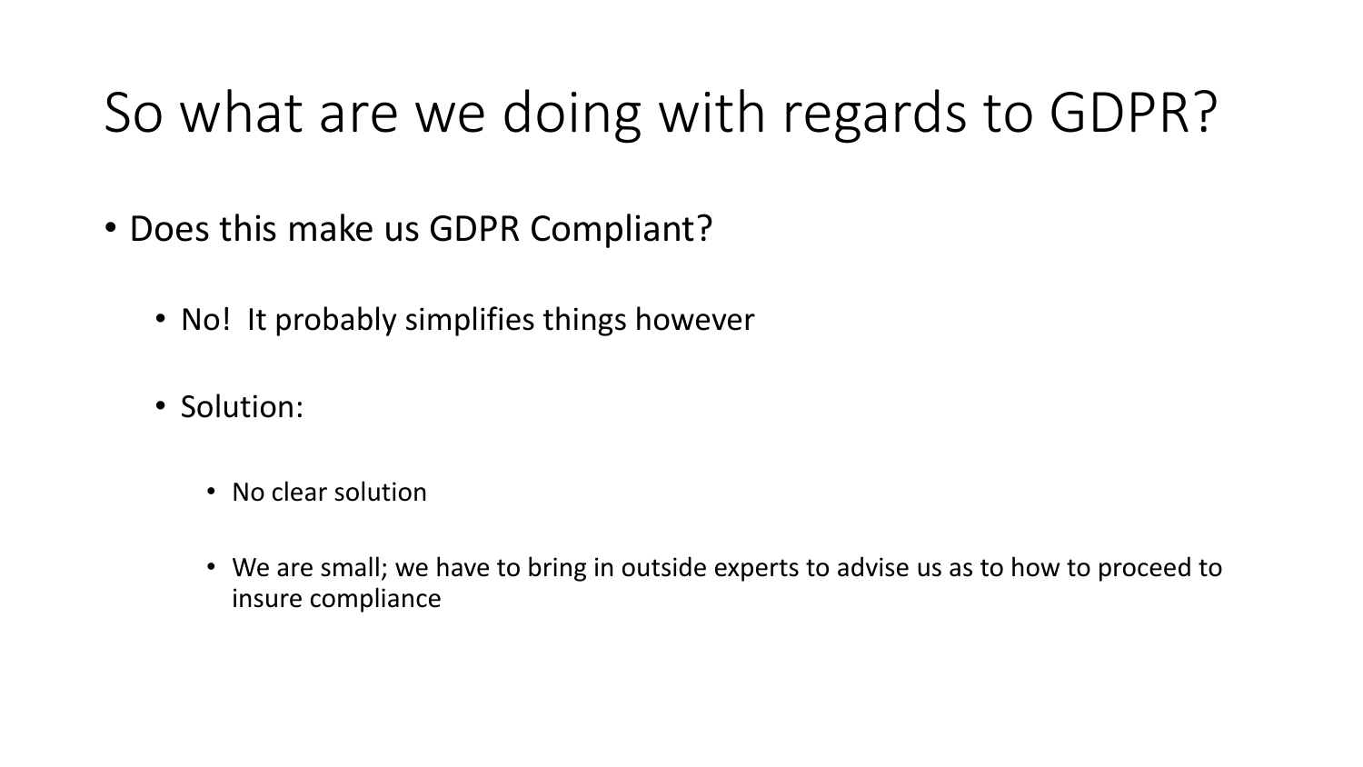# So what are we doing with regards to GDPR?

- Does this make us GDPR Compliant?
  - No!  It probably simplifies things however
  - Solution:
    - No clear solution
    - We are small; we have to bring in outside experts to advise us as to how to proceed to insure compliance